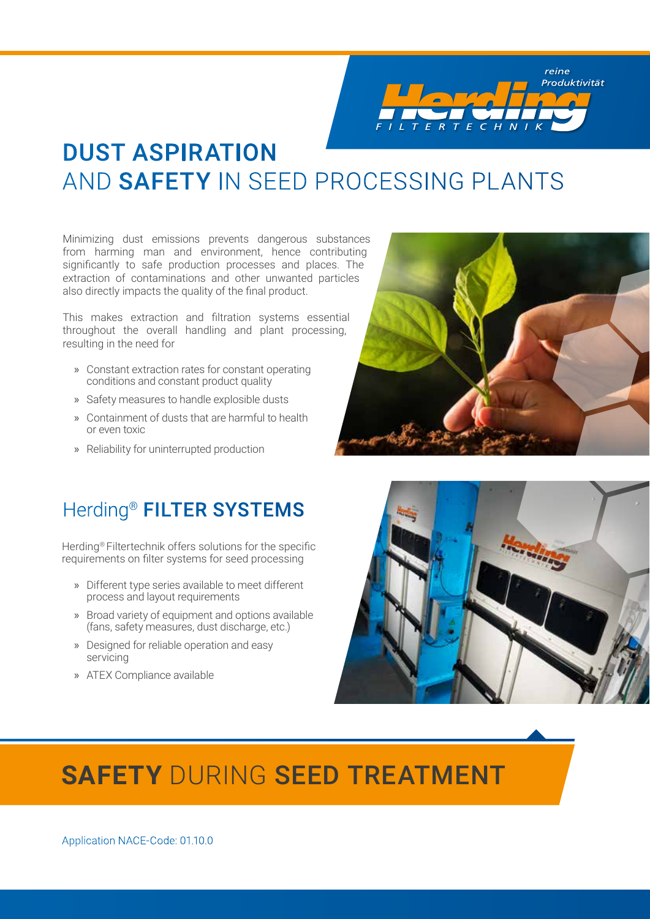reine Produktivität

Herding FILTERTECHNIK

# DUST ASPIRATION AND SAFETY IN SEED PROCESSING PLANTS

Minimizing dust emissions prevents dangerous substances from harming man and environment, hence contributing significantly to safe production processes and places. The extraction of contaminations and other unwanted particles also directly impacts the quality of the final product.

This makes extraction and filtration systems essential throughout the overall handling and plant processing, resulting in the need for

- Constant extraction rates for constant operating conditions and constant product quality
- Safety measures to handle explosible dusts
- Containment of dusts that are harmful to health or even toxic
- Reliability for uninterrupted production

## Herding® FILTER SYSTEMS

Herding® Filtertechnik offers solutions for the specific requirements on filter systems for seed processing

- Different type series available to meet different process and layout requirements
- Broad variety of equipment and options available (fans, safety measures, dust discharge, etc.)
- Designed for reliable operation and easy servicing
- ATEX Compliance available

## SAFETY DURING SEED TREATMENT

Application NACE-Code: 01.10.0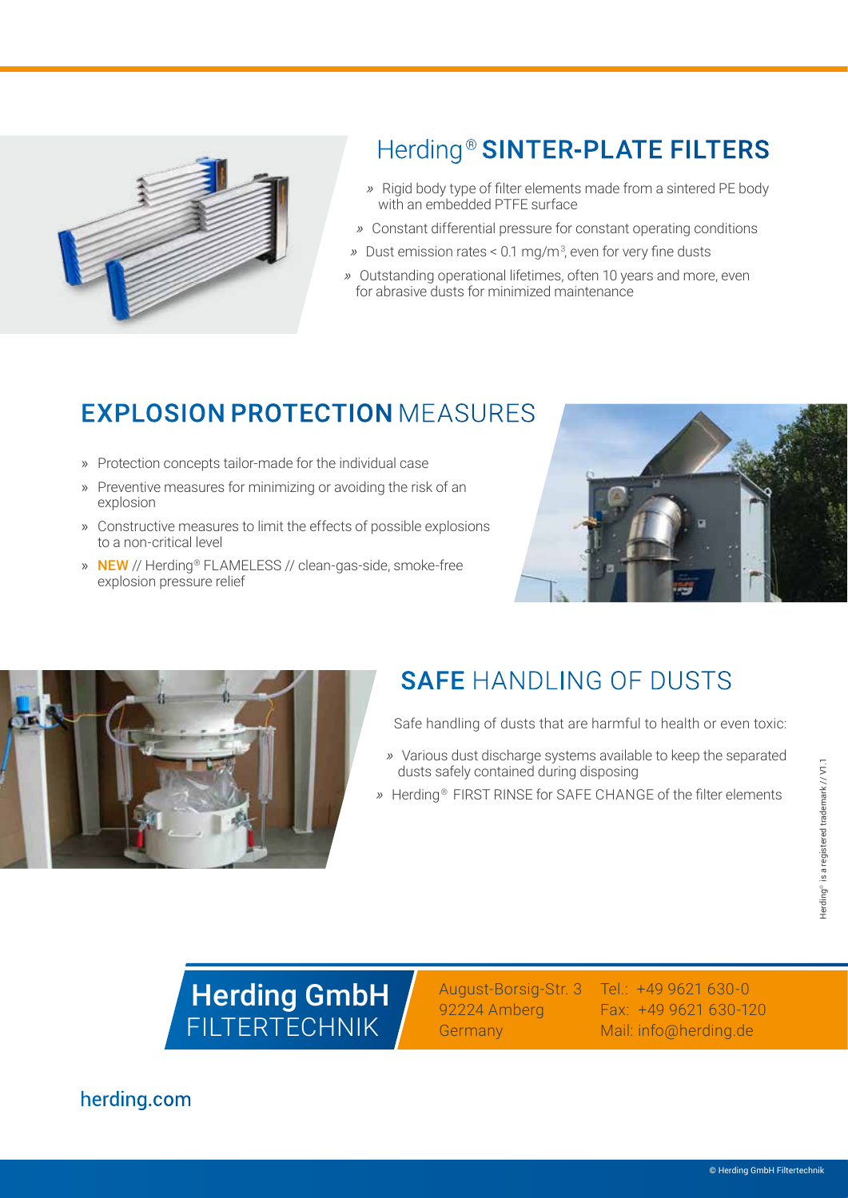## Herding® **SINTER-PLATE FILTERS**

- Rigid body type of filter elements made from a sintered PE body with an embedded PTFE surface
- Constant differential pressure for constant operating conditions
- Dust emission rates < 0.1 mg/m$^3$, even for very fine dusts
- Outstanding operational lifetimes, often 10 years and more, even for abrasive dusts for minimized maintenance

## **EXPLOSION PROTECTION** MEASURES

- Protection concepts tailor-made for the individual case
- Preventive measures for minimizing or avoiding the risk of an explosion
- Constructive measures to limit the effects of possible explosions to a non-critical level
- **NEW** // Herding® FLAMELESS // clean-gas-side, smoke-free explosion pressure relief

## **SAFE** HANDLING OF DUSTS

Safe handling of dusts that are harmful to health or even toxic:

- Various dust discharge systems available to keep the separated dusts safely contained during disposing
- Herding® FIRST RINSE for SAFE CHANGE of the filter elements

Herding® is a registered trademark // V1.1

**Herding GmbH**
FILTERTECHNIK

August-Borsig-Str. 3
92224 Amberg
Germany

Tel.: +49 9621 630-0
Fax: +49 9621 630-120
Mail: info@herding.de

herding.com

© Herding GmbH Filtertechnik